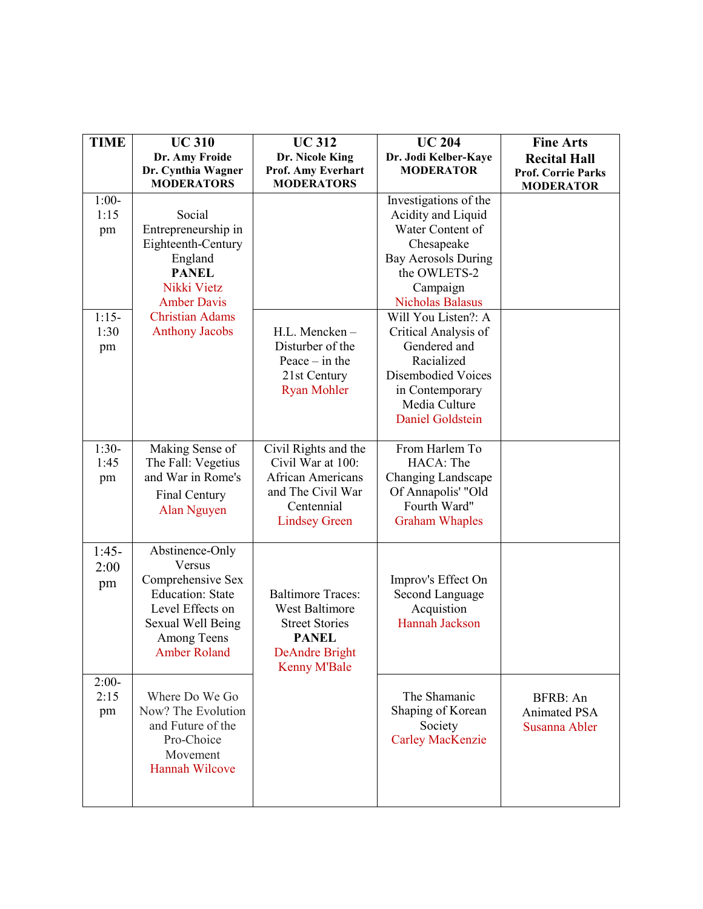| TIME | UC 310 Dr. Amy Froide Dr. Cynthia Wagner MODERATORS | UC 312 Dr. Nicole King Prof. Amy Everhart MODERATORS | UC 204 Dr. Jodi Kelber-Kaye MODERATOR | Fine Arts Recital Hall Prof. Corrie Parks MODERATOR |
|---|---|---|---|---|
| 1:00-1:15 pm | Social Entrepreneurship in Eighteenth-Century England **PANEL** Nikki Vietz Amber Davis Christian Adams Anthony Jacobs | | Investigations of the Acidity and Liquid Water Content of Chesapeake Bay Aerosols During the OWLETS-2 Campaign Nicholas Balasus | |
| 1:15-1:30 pm | | H.L. Mencken – Disturber of the Peace – in the 21st Century Ryan Mohler | Will You Listen?: A Critical Analysis of Gendered and Racialized Disembodied Voices in Contemporary Media Culture Daniel Goldstein | |
| 1:30-1:45 pm | Making Sense of The Fall: Vegetius and War in Rome's Final Century Alan Nguyen | Civil Rights and the Civil War at 100: African Americans and The Civil War Centennial Lindsey Green | From Harlem To HACA: The Changing Landscape Of Annapolis' "Old Fourth Ward" Graham Whaples | |
| 1:45-2:00 pm | Abstinence-Only Versus Comprehensive Sex Education: State Level Effects on Sexual Well Being Among Teens Amber Roland | Baltimore Traces: West Baltimore Street Stories **PANEL** DeAndre Bright Kenny M'Bale | Improv's Effect On Second Language Acquistion Hannah Jackson | |
| 2:00-2:15 pm | Where Do We Go Now? The Evolution and Future of the Pro-Choice Movement Hannah Wilcove | | The Shamanic Shaping of Korean Society Carley MacKenzie | BFRB: An Animated PSA Susanna Abler |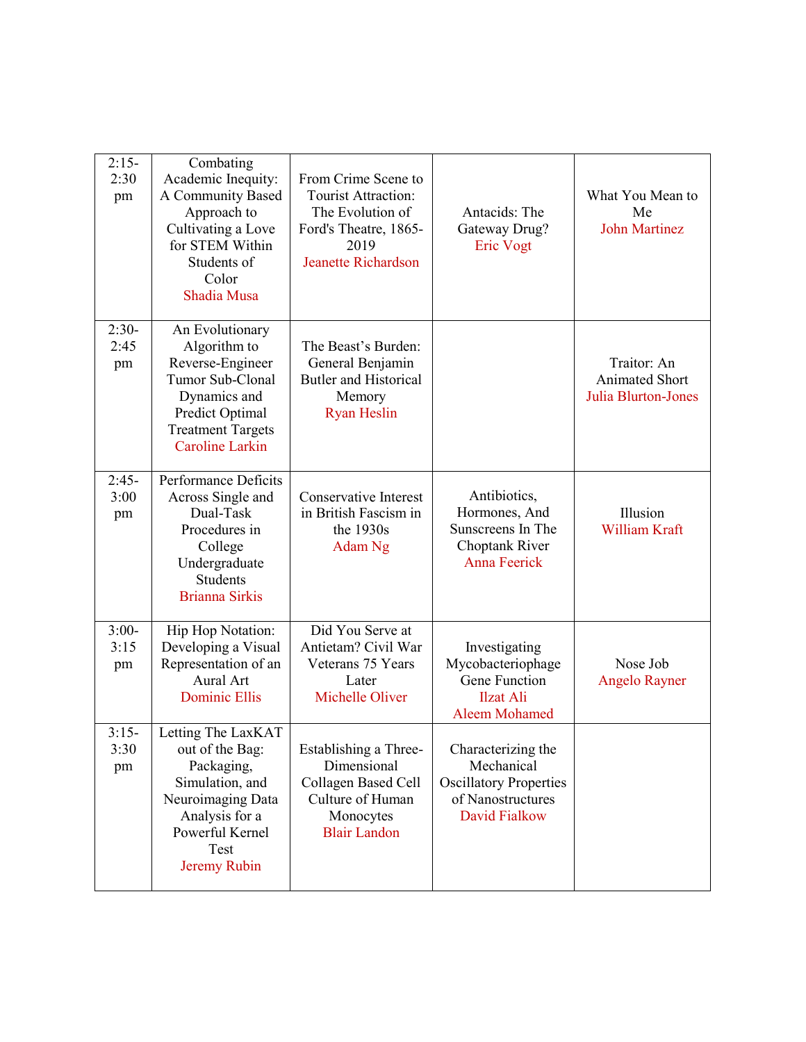| 2:15-2:30 pm | Combating Academic Inequity: A Community Based Approach to Cultivating a Love for STEM Within Students of Color<br>Shadia Musa | From Crime Scene to Tourist Attraction: The Evolution of Ford's Theatre, 1865-2019<br>Jeanette Richardson | Antacids: The Gateway Drug?<br>Eric Vogt | What You Mean to Me<br>John Martinez |
|---|---|---|---|---|
| 2:30-2:45 pm | An Evolutionary Algorithm to Reverse-Engineer Tumor Sub-Clonal Dynamics and Predict Optimal Treatment Targets<br>Caroline Larkin | The Beast's Burden: General Benjamin Butler and Historical Memory<br>Ryan Heslin | | Traitor: An Animated Short<br>Julia Blurton-Jones |
| 2:45-3:00 pm | Performance Deficits Across Single and Dual-Task Procedures in College Undergraduate Students<br>Brianna Sirkis | Conservative Interest in British Fascism in the 1930s<br>Adam Ng | Antibiotics, Hormones, And Sunscreens In The Choptank River<br>Anna Feerick | Illusion<br>William Kraft |
| 3:00-3:15 pm | Hip Hop Notation: Developing a Visual Representation of an Aural Art<br>Dominic Ellis | Did You Serve at Antietam? Civil War Veterans 75 Years Later<br>Michelle Oliver | Investigating Mycobacteriophage Gene Function<br>Ilzat Ali<br>Aleem Mohamed | Nose Job<br>Angelo Rayner |
| 3:15-3:30 pm | Letting The LaxKAT out of the Bag: Packaging, Simulation, and Neuroimaging Data Analysis for a Powerful Kernel Test<br>Jeremy Rubin | Establishing a Three-Dimensional Collagen Based Cell Culture of Human Monocytes<br>Blair Landon | Characterizing the Mechanical Oscillatory Properties of Nanostructures<br>David Fialkow | |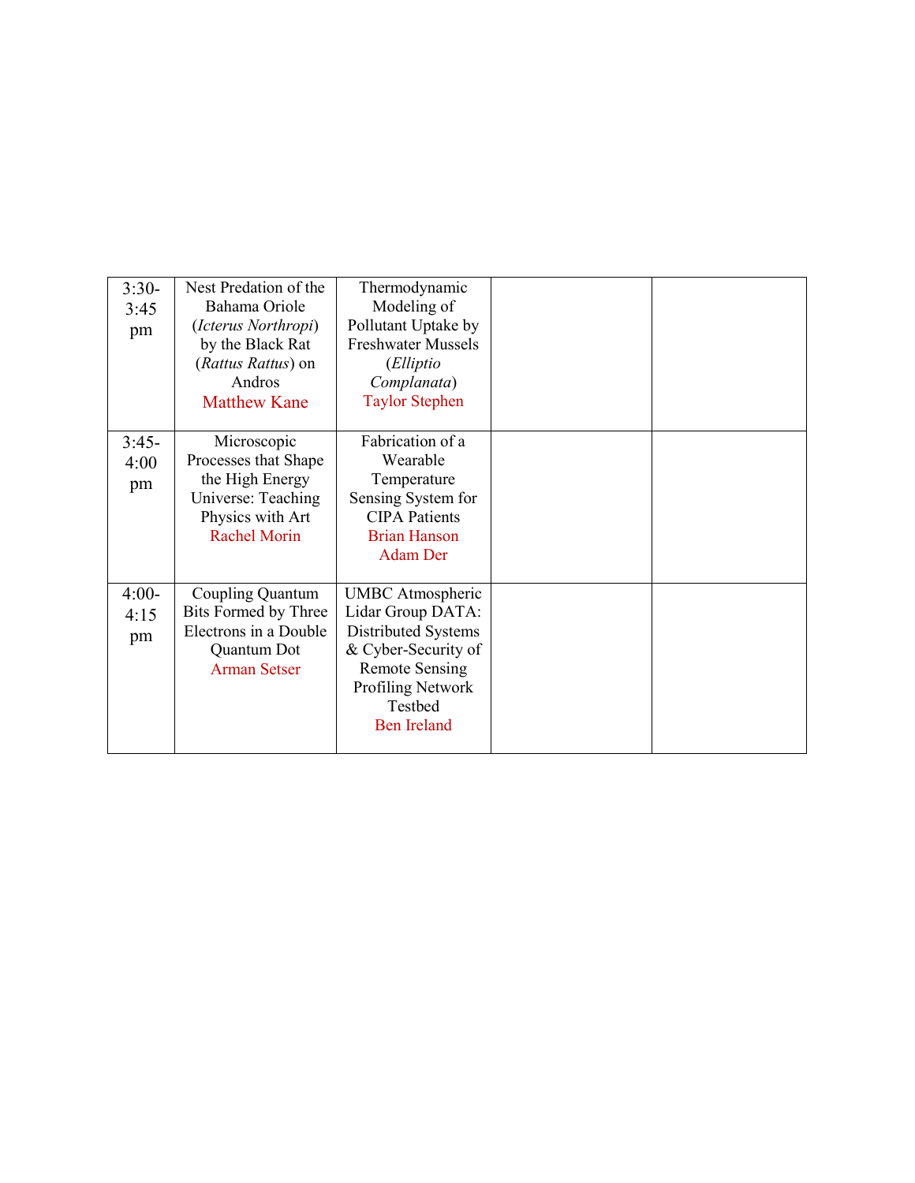| | | | | |
|---|---|---|---|---|
| 3:30-3:45 pm | Nest Predation of the Bahama Oriole (*Icterus Northropi*) by the Black Rat (*Rattus Rattus*) on Andros<br>Matthew Kane | Thermodynamic Modeling of Pollutant Uptake by Freshwater Mussels (*Elliptio Complanata*)<br>Taylor Stephen | | |
| 3:45-4:00 pm | Microscopic Processes that Shape the High Energy Universe: Teaching Physics with Art<br>Rachel Morin | Fabrication of a Wearable Temperature Sensing System for CIPA Patients<br>Brian Hanson<br>Adam Der | | |
| 4:00-4:15 pm | Coupling Quantum Bits Formed by Three Electrons in a Double Quantum Dot<br>Arman Setser | UMBC Atmospheric Lidar Group DATA: Distributed Systems & Cyber-Security of Remote Sensing Profiling Network Testbed<br>Ben Ireland | | |